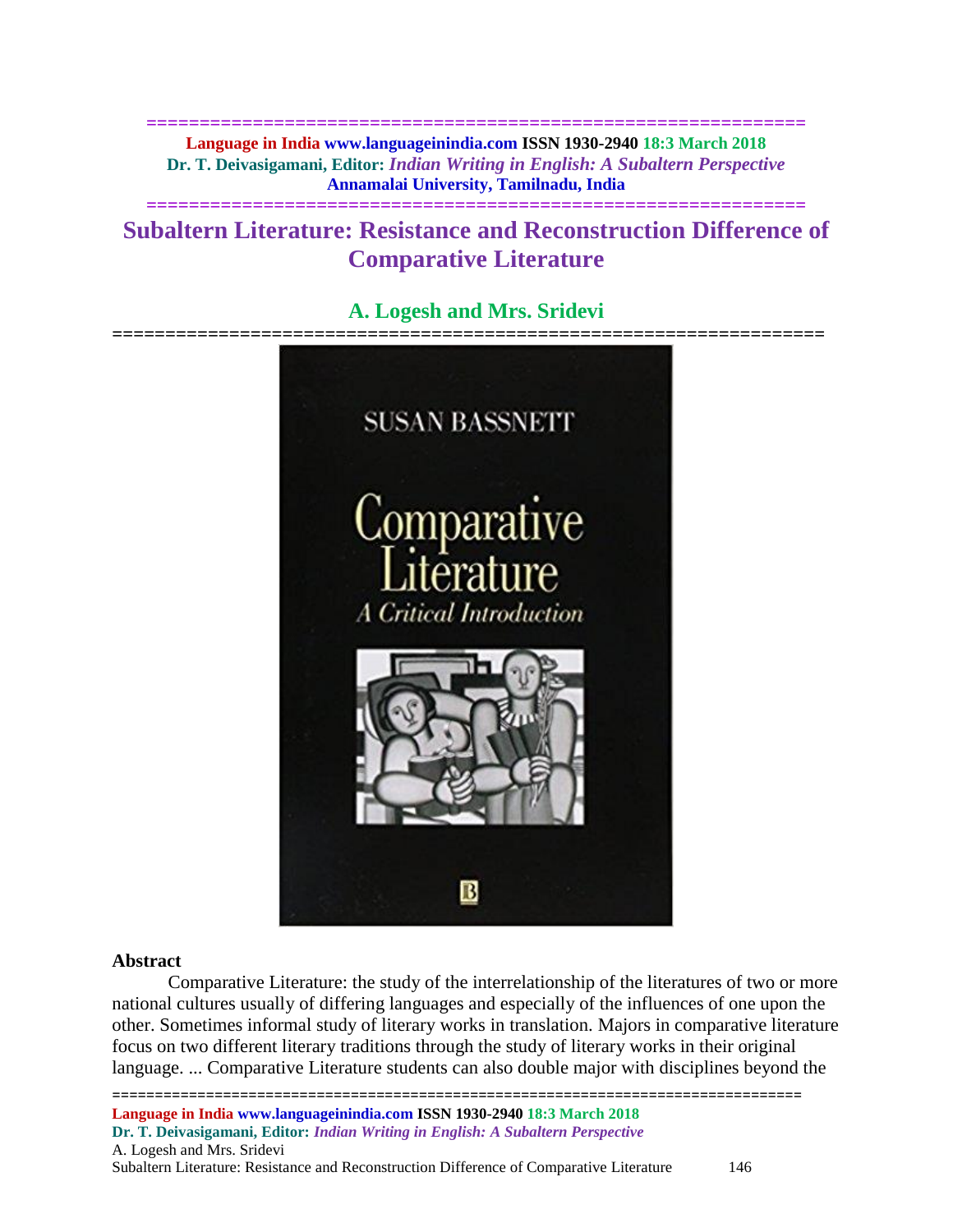# Subaltern Literature: Resistance and Reconstruction Difference of Comparative Literature

## A. Logesh and Mrs. Sridevi

### Abstract

Comparative Literature: the study of the interrelationship of the literatures of two or more national cultures usually of differing languages and especially of the influences of one upon the other. Sometimes informal study of literary works in translation. Majors in comparative literature focus on two different literary traditions through the study of literary works in their original language. ... Comparative Literature students can also double major with disciplines beyond the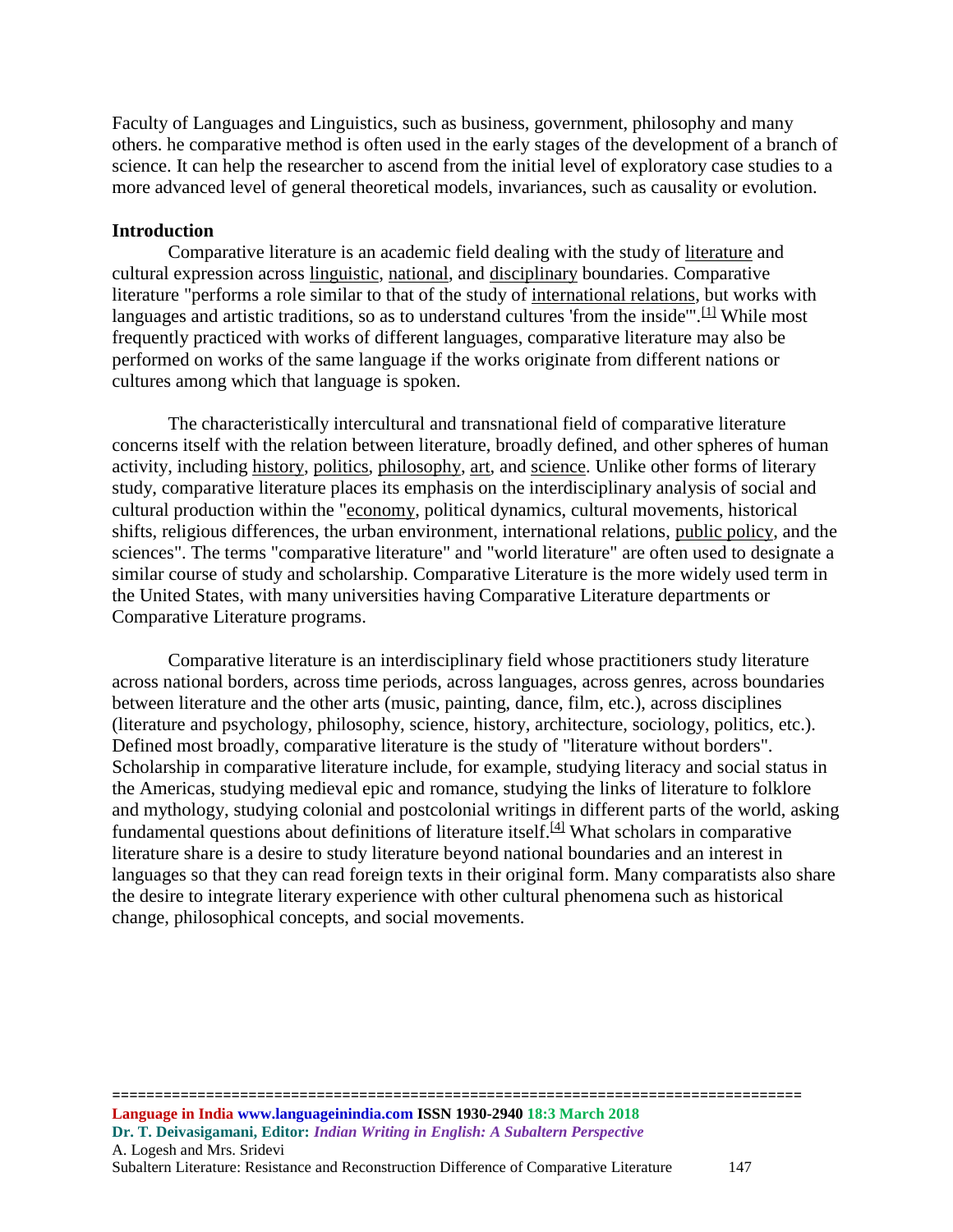Faculty of Languages and Linguistics, such as business, government, philosophy and many others. he comparative method is often used in the early stages of the development of a branch of science. It can help the researcher to ascend from the initial level of exploratory case studies to a more advanced level of general theoretical models, invariances, such as causality or evolution.

**Introduction**

Comparative literature is an academic field dealing with the study of literature and cultural expression across linguistic, national, and disciplinary boundaries. Comparative literature "performs a role similar to that of the study of international relations, but works with languages and artistic traditions, so as to understand cultures 'from the inside'".[1] While most frequently practiced with works of different languages, comparative literature may also be performed on works of the same language if the works originate from different nations or cultures among which that language is spoken.

The characteristically intercultural and transnational field of comparative literature concerns itself with the relation between literature, broadly defined, and other spheres of human activity, including history, politics, philosophy, art, and science. Unlike other forms of literary study, comparative literature places its emphasis on the interdisciplinary analysis of social and cultural production within the "economy, political dynamics, cultural movements, historical shifts, religious differences, the urban environment, international relations, public policy, and the sciences". The terms "comparative literature" and "world literature" are often used to designate a similar course of study and scholarship. Comparative Literature is the more widely used term in the United States, with many universities having Comparative Literature departments or Comparative Literature programs.

Comparative literature is an interdisciplinary field whose practitioners study literature across national borders, across time periods, across languages, across genres, across boundaries between literature and the other arts (music, painting, dance, film, etc.), across disciplines (literature and psychology, philosophy, science, history, architecture, sociology, politics, etc.). Defined most broadly, comparative literature is the study of "literature without borders". Scholarship in comparative literature include, for example, studying literacy and social status in the Americas, studying medieval epic and romance, studying the links of literature to folklore and mythology, studying colonial and postcolonial writings in different parts of the world, asking fundamental questions about definitions of literature itself.[4] What scholars in comparative literature share is a desire to study literature beyond national boundaries and an interest in languages so that they can read foreign texts in their original form. Many comparatists also share the desire to integrate literary experience with other cultural phenomena such as historical change, philosophical concepts, and social movements.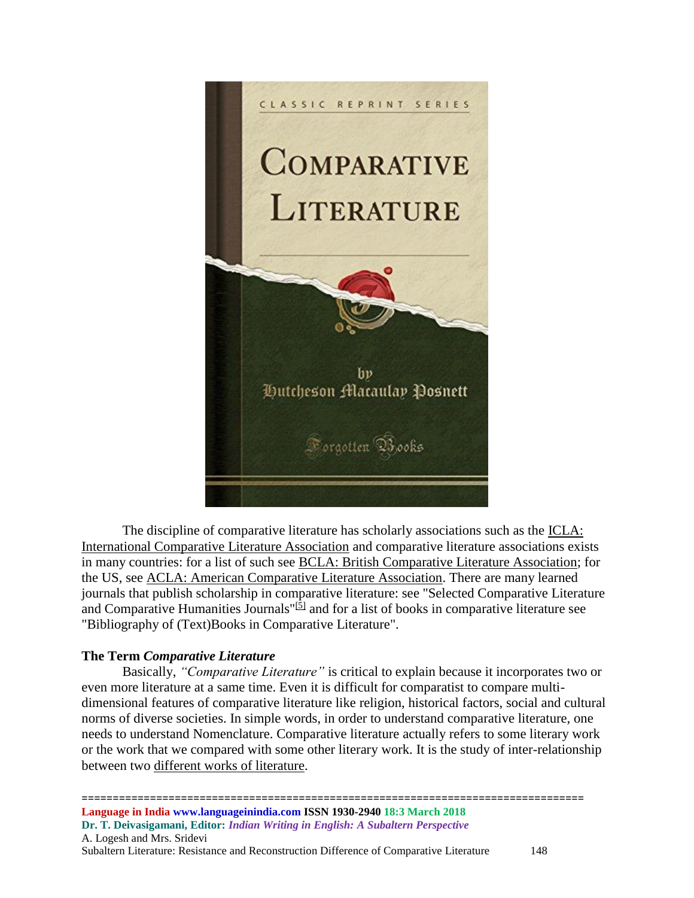The discipline of comparative literature has scholarly associations such as the ICLA: International Comparative Literature Association and comparative literature associations exists in many countries: for a list of such see BCLA: British Comparative Literature Association; for the US, see ACLA: American Comparative Literature Association. There are many learned journals that publish scholarship in comparative literature: see "Selected Comparative Literature and Comparative Humanities Journals"[5] and for a list of books in comparative literature see "Bibliography of (Text)Books in Comparative Literature".

### The Term *Comparative Literature*

Basically, *"Comparative Literature"* is critical to explain because it incorporates two or even more literature at a same time. Even it is difficult for comparatist to compare multi-dimensional features of comparative literature like religion, historical factors, social and cultural norms of diverse societies. In simple words, in order to understand comparative literature, one needs to understand Nomenclature. Comparative literature actually refers to some literary work or the work that we compared with some other literary work. It is the study of inter-relationship between two different works of literature.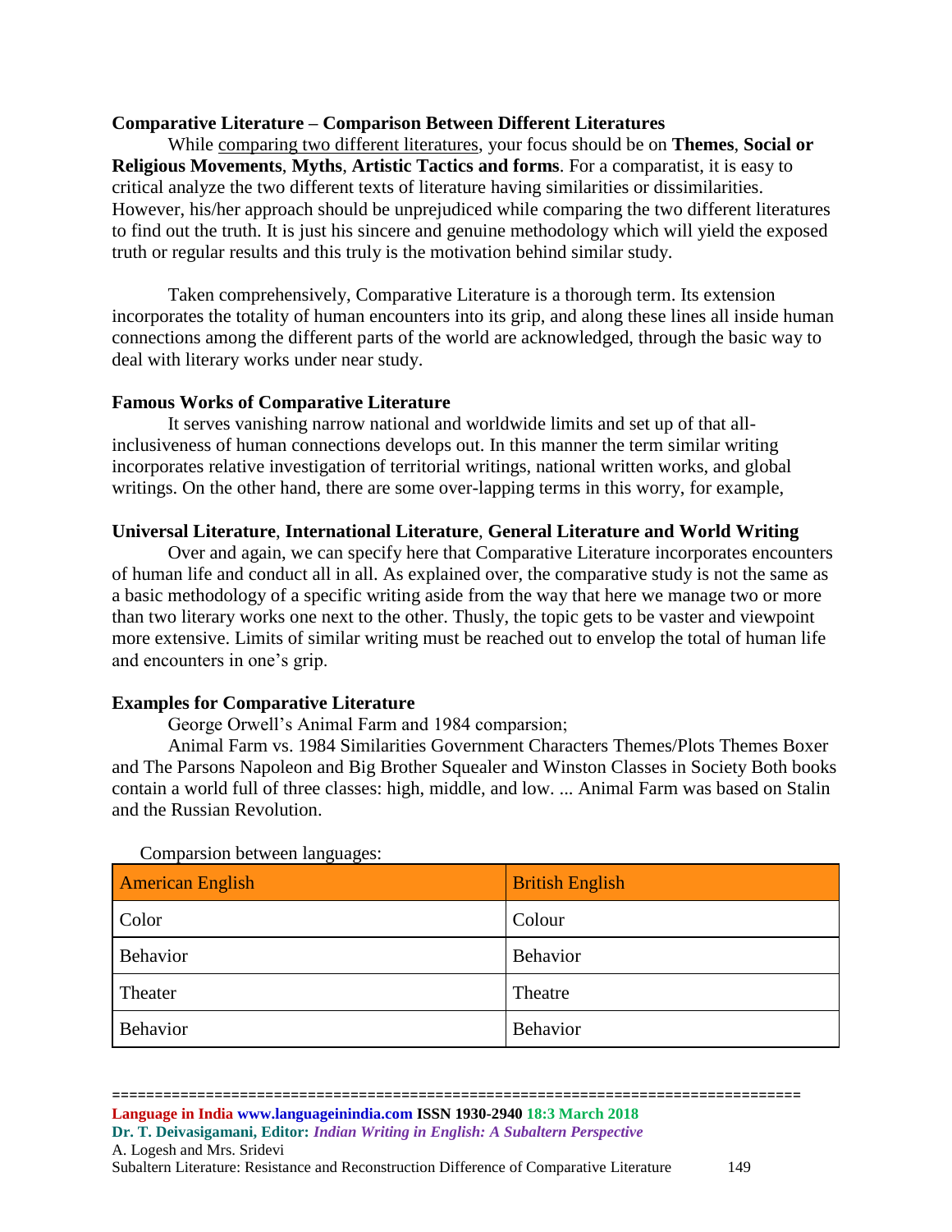**Comparative Literature – Comparison Between Different Literatures**

While comparing two different literatures, your focus should be on **Themes**, **Social or Religious Movements**, **Myths**, **Artistic Tactics and forms**. For a comparatist, it is easy to critical analyze the two different texts of literature having similarities or dissimilarities. However, his/her approach should be unprejudiced while comparing the two different literatures to find out the truth. It is just his sincere and genuine methodology which will yield the exposed truth or regular results and this truly is the motivation behind similar study.

Taken comprehensively, Comparative Literature is a thorough term. Its extension incorporates the totality of human encounters into its grip, and along these lines all inside human connections among the different parts of the world are acknowledged, through the basic way to deal with literary works under near study.

**Famous Works of Comparative Literature**

It serves vanishing narrow national and worldwide limits and set up of that all-inclusiveness of human connections develops out. In this manner the term similar writing incorporates relative investigation of territorial writings, national written works, and global writings. On the other hand, there are some over-lapping terms in this worry, for example,

**Universal Literature**, **International Literature**, **General Literature and World Writing**

Over and again, we can specify here that Comparative Literature incorporates encounters of human life and conduct all in all. As explained over, the comparative study is not the same as a basic methodology of a specific writing aside from the way that here we manage two or more than two literary works one next to the other. Thusly, the topic gets to be vaster and viewpoint more extensive. Limits of similar writing must be reached out to envelop the total of human life and encounters in one's grip.

**Examples for Comparative Literature**

George Orwell's Animal Farm and 1984 comparsion;

Animal Farm vs. 1984 Similarities Government Characters Themes/Plots Themes Boxer and The Parsons Napoleon and Big Brother Squealer and Winston Classes in Society Both books contain a world full of three classes: high, middle, and low. ... Animal Farm was based on Stalin and the Russian Revolution.

Comparsion between languages:

| American English | British English |
|---|---|
| Color | Colour |
| Behavior | Behavior |
| Theater | Theatre |
| Behavior | Behavior |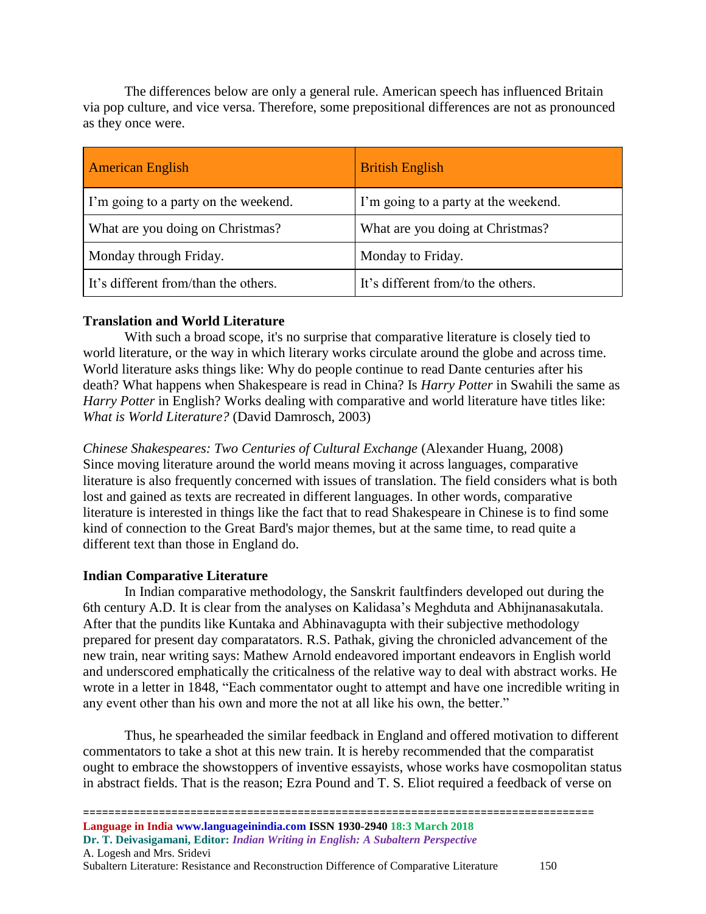The differences below are only a general rule. American speech has influenced Britain via pop culture, and vice versa. Therefore, some prepositional differences are not as pronounced as they once were.

| American English | British English |
|---|---|
| I'm going to a party on the weekend. | I'm going to a party at the weekend. |
| What are you doing on Christmas? | What are you doing at Christmas? |
| Monday through Friday. | Monday to Friday. |
| It's different from/than the others. | It's different from/to the others. |

**Translation and World Literature**

With such a broad scope, it's no surprise that comparative literature is closely tied to world literature, or the way in which literary works circulate around the globe and across time. World literature asks things like: Why do people continue to read Dante centuries after his death? What happens when Shakespeare is read in China? Is *Harry Potter* in Swahili the same as *Harry Potter* in English? Works dealing with comparative and world literature have titles like: *What is World Literature?* (David Damrosch, 2003)

*Chinese Shakespeares: Two Centuries of Cultural Exchange* (Alexander Huang, 2008) Since moving literature around the world means moving it across languages, comparative literature is also frequently concerned with issues of translation. The field considers what is both lost and gained as texts are recreated in different languages. In other words, comparative literature is interested in things like the fact that to read Shakespeare in Chinese is to find some kind of connection to the Great Bard's major themes, but at the same time, to read quite a different text than those in England do.

**Indian Comparative Literature**

In Indian comparative methodology, the Sanskrit faultfinders developed out during the 6th century A.D. It is clear from the analyses on Kalidasa's Meghduta and Abhijnanasakutala. After that the pundits like Kuntaka and Abhinavagupta with their subjective methodology prepared for present day comparatators. R.S. Pathak, giving the chronicled advancement of the new train, near writing says: Mathew Arnold endeavored important endeavors in English world and underscored emphatically the criticalness of the relative way to deal with abstract works. He wrote in a letter in 1848, "Each commentator ought to attempt and have one incredible writing in any event other than his own and more the not at all like his own, the better."

Thus, he spearheaded the similar feedback in England and offered motivation to different commentators to take a shot at this new train. It is hereby recommended that the comparatist ought to embrace the showstoppers of inventive essayists, whose works have cosmopolitan status in abstract fields. That is the reason; Ezra Pound and T. S. Eliot required a feedback of verse on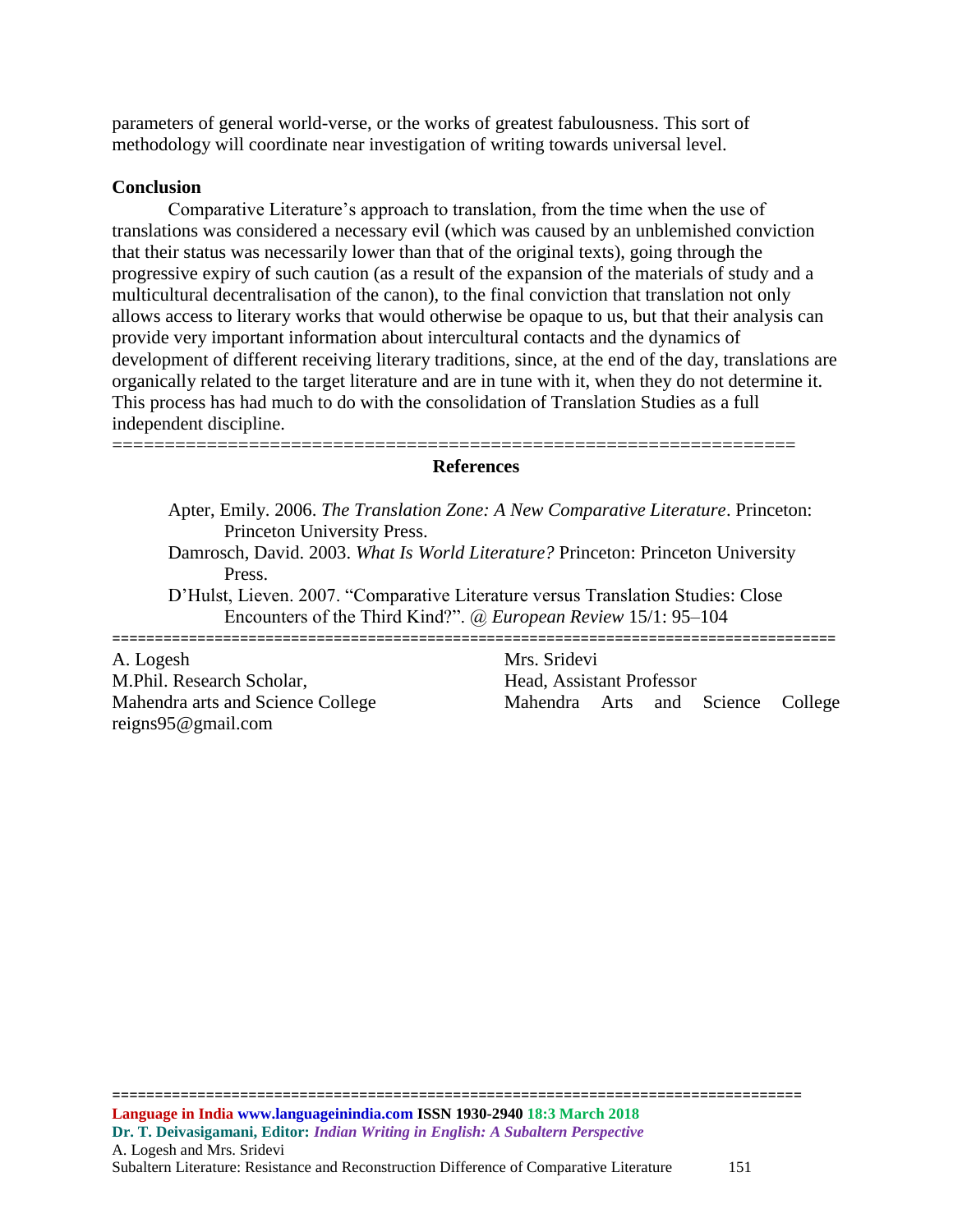parameters of general world-verse, or the works of greatest fabulousness. This sort of methodology will coordinate near investigation of writing towards universal level.

## Conclusion

Comparative Literature's approach to translation, from the time when the use of translations was considered a necessary evil (which was caused by an unblemished conviction that their status was necessarily lower than that of the original texts), going through the progressive expiry of such caution (as a result of the expansion of the materials of study and a multicultural decentralisation of the canon), to the final conviction that translation not only allows access to literary works that would otherwise be opaque to us, but that their analysis can provide very important information about intercultural contacts and the dynamics of development of different receiving literary traditions, since, at the end of the day, translations are organically related to the target literature and are in tune with it, when they do not determine it. This process has had much to do with the consolidation of Translation Studies as a full independent discipline.

=================================================================

## References

Apter, Emily. 2006. *The Translation Zone: A New Comparative Literature*. Princeton: Princeton University Press.

Damrosch, David. 2003. *What Is World Literature?* Princeton: Princeton University Press.

D'Hulst, Lieven. 2007. "Comparative Literature versus Translation Studies: Close Encounters of the Third Kind?". @ *European Review* 15/1: 95–104

=================================================================================

A. Logesh
M.Phil. Research Scholar,
Mahendra arts and Science College
reigns95@gmail.com

Mrs. Sridevi
Head, Assistant Professor
Mahendra Arts and Science College